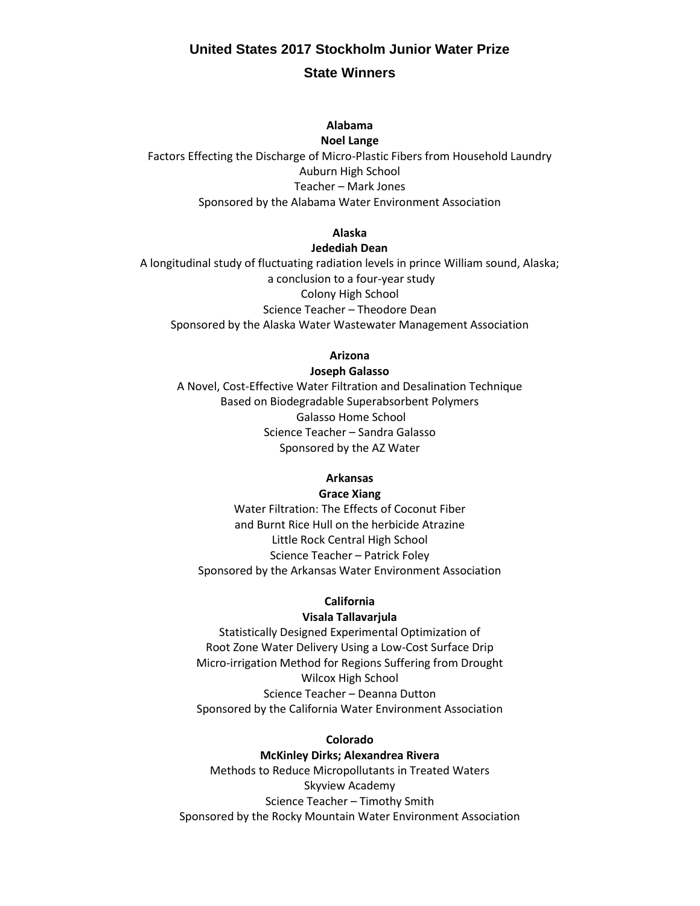# United States 2017 Stockholm Junior Water Prize

## State Winners

**Alabama**
**Noel Lange**
Factors Effecting the Discharge of Micro-Plastic Fibers from Household Laundry
Auburn High School
Teacher – Mark Jones
Sponsored by the Alabama Water Environment Association

**Alaska**
**Jedediah Dean**
A longitudinal study of fluctuating radiation levels in prince William sound, Alaska; a conclusion to a four-year study
Colony High School
Science Teacher – Theodore Dean
Sponsored by the Alaska Water Wastewater Management Association

**Arizona**
**Joseph Galasso**
A Novel, Cost-Effective Water Filtration and Desalination Technique Based on Biodegradable Superabsorbent Polymers
Galasso Home School
Science Teacher – Sandra Galasso
Sponsored by the AZ Water

**Arkansas**
**Grace Xiang**
Water Filtration: The Effects of Coconut Fiber and Burnt Rice Hull on the herbicide Atrazine
Little Rock Central High School
Science Teacher – Patrick Foley
Sponsored by the Arkansas Water Environment Association

**California**
**Visala Tallavarjula**
Statistically Designed Experimental Optimization of Root Zone Water Delivery Using a Low-Cost Surface Drip Micro-irrigation Method for Regions Suffering from Drought
Wilcox High School
Science Teacher – Deanna Dutton
Sponsored by the California Water Environment Association

**Colorado**
**McKinley Dirks; Alexandrea Rivera**
Methods to Reduce Micropollutants in Treated Waters
Skyview Academy
Science Teacher – Timothy Smith
Sponsored by the Rocky Mountain Water Environment Association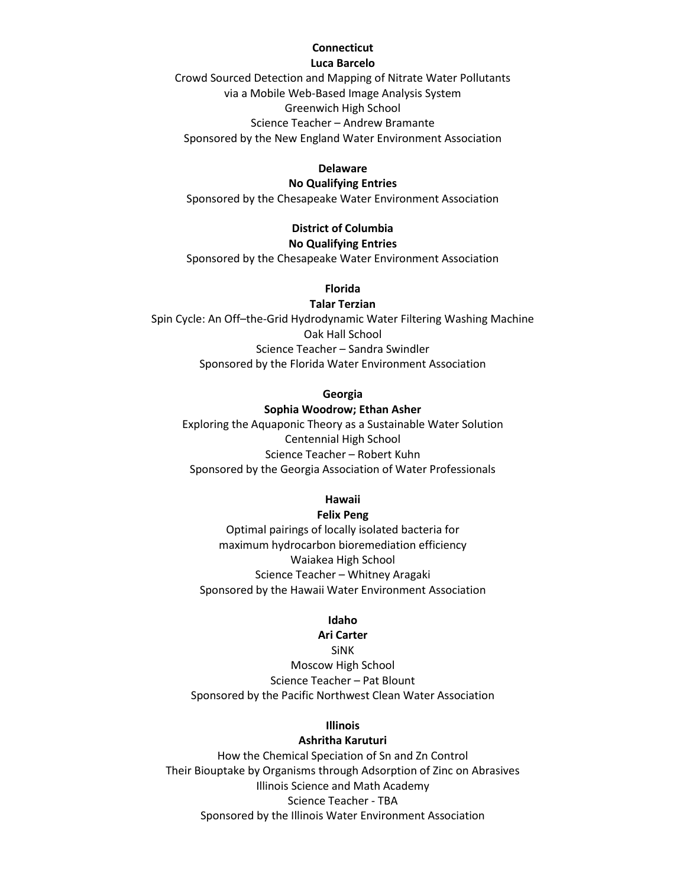**Connecticut**

**Luca Barcelo**

Crowd Sourced Detection and Mapping of Nitrate Water Pollutants via a Mobile Web-Based Image Analysis System

Greenwich High School

Science Teacher – Andrew Bramante

Sponsored by the New England Water Environment Association

**Delaware**

**No Qualifying Entries**

Sponsored by the Chesapeake Water Environment Association

**District of Columbia**

**No Qualifying Entries**

Sponsored by the Chesapeake Water Environment Association

**Florida**

**Talar Terzian**

Spin Cycle: An Off–the-Grid Hydrodynamic Water Filtering Washing Machine

Oak Hall School

Science Teacher – Sandra Swindler

Sponsored by the Florida Water Environment Association

**Georgia**

**Sophia Woodrow; Ethan Asher**

Exploring the Aquaponic Theory as a Sustainable Water Solution

Centennial High School

Science Teacher – Robert Kuhn

Sponsored by the Georgia Association of Water Professionals

**Hawaii**

**Felix Peng**

Optimal pairings of locally isolated bacteria for maximum hydrocarbon bioremediation efficiency

Waiakea High School

Science Teacher – Whitney Aragaki

Sponsored by the Hawaii Water Environment Association

**Idaho**

**Ari Carter**

SiNK

Moscow High School

Science Teacher – Pat Blount

Sponsored by the Pacific Northwest Clean Water Association

**Illinois**

**Ashritha Karuturi**

How the Chemical Speciation of Sn and Zn Control Their Biouptake by Organisms through Adsorption of Zinc on Abrasives

Illinois Science and Math Academy

Science Teacher - TBA

Sponsored by the Illinois Water Environment Association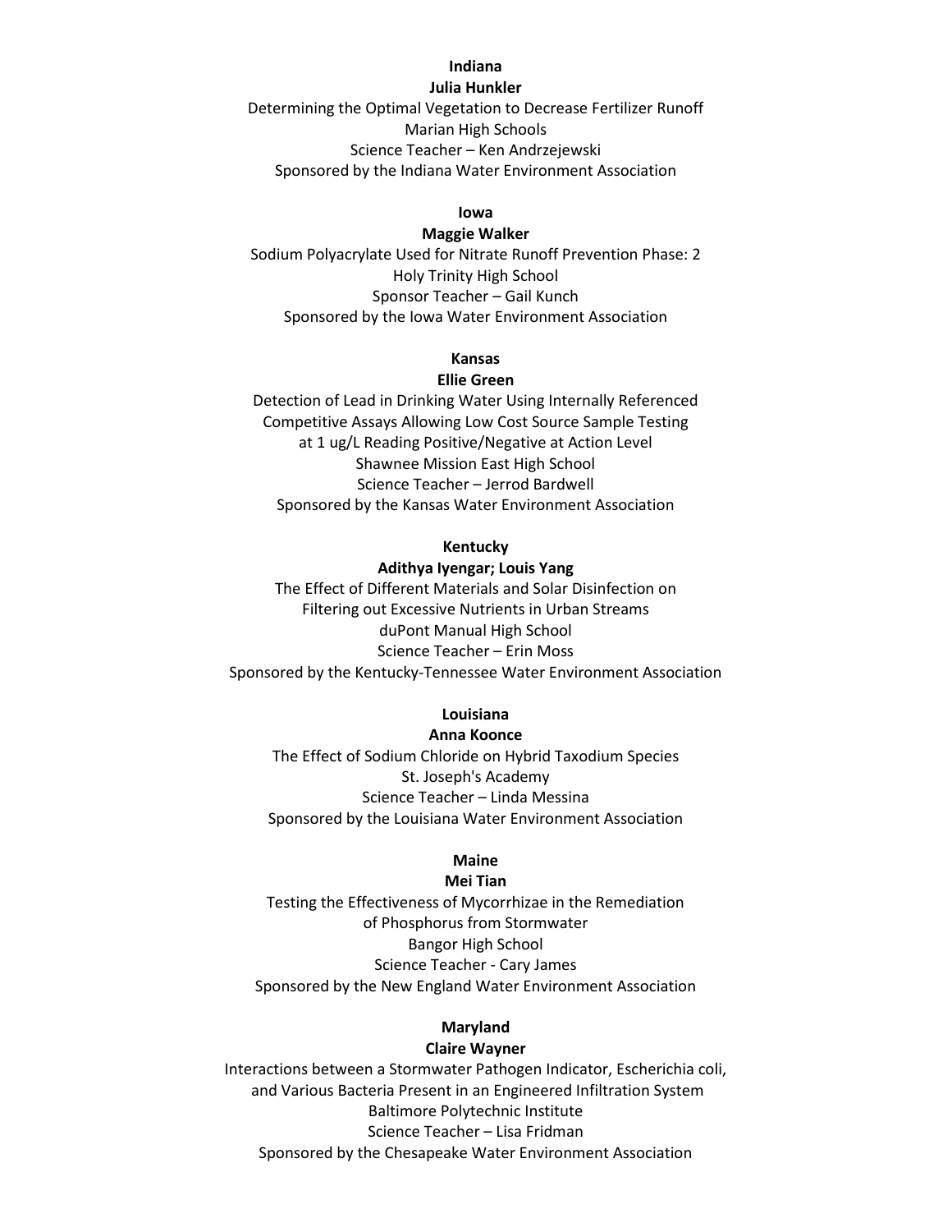**Indiana**

**Julia Hunkler**

Determining the Optimal Vegetation to Decrease Fertilizer Runoff
Marian High Schools
Science Teacher – Ken Andrzejewski
Sponsored by the Indiana Water Environment Association

**Iowa**

**Maggie Walker**

Sodium Polyacrylate Used for Nitrate Runoff Prevention Phase: 2
Holy Trinity High School
Sponsor Teacher – Gail Kunch
Sponsored by the Iowa Water Environment Association

**Kansas**

**Ellie Green**

Detection of Lead in Drinking Water Using Internally Referenced Competitive Assays Allowing Low Cost Source Sample Testing at 1 ug/L Reading Positive/Negative at Action Level
Shawnee Mission East High School
Science Teacher – Jerrod Bardwell
Sponsored by the Kansas Water Environment Association

**Kentucky**

**Adithya Iyengar; Louis Yang**

The Effect of Different Materials and Solar Disinfection on Filtering out Excessive Nutrients in Urban Streams
duPont Manual High School
Science Teacher – Erin Moss
Sponsored by the Kentucky-Tennessee Water Environment Association

**Louisiana**

**Anna Koonce**

The Effect of Sodium Chloride on Hybrid Taxodium Species
St. Joseph's Academy
Science Teacher – Linda Messina
Sponsored by the Louisiana Water Environment Association

**Maine**

**Mei Tian**

Testing the Effectiveness of Mycorrhizae in the Remediation of Phosphorus from Stormwater
Bangor High School
Science Teacher - Cary James
Sponsored by the New England Water Environment Association

**Maryland**

**Claire Wayner**

Interactions between a Stormwater Pathogen Indicator, Escherichia coli, and Various Bacteria Present in an Engineered Infiltration System
Baltimore Polytechnic Institute
Science Teacher – Lisa Fridman
Sponsored by the Chesapeake Water Environment Association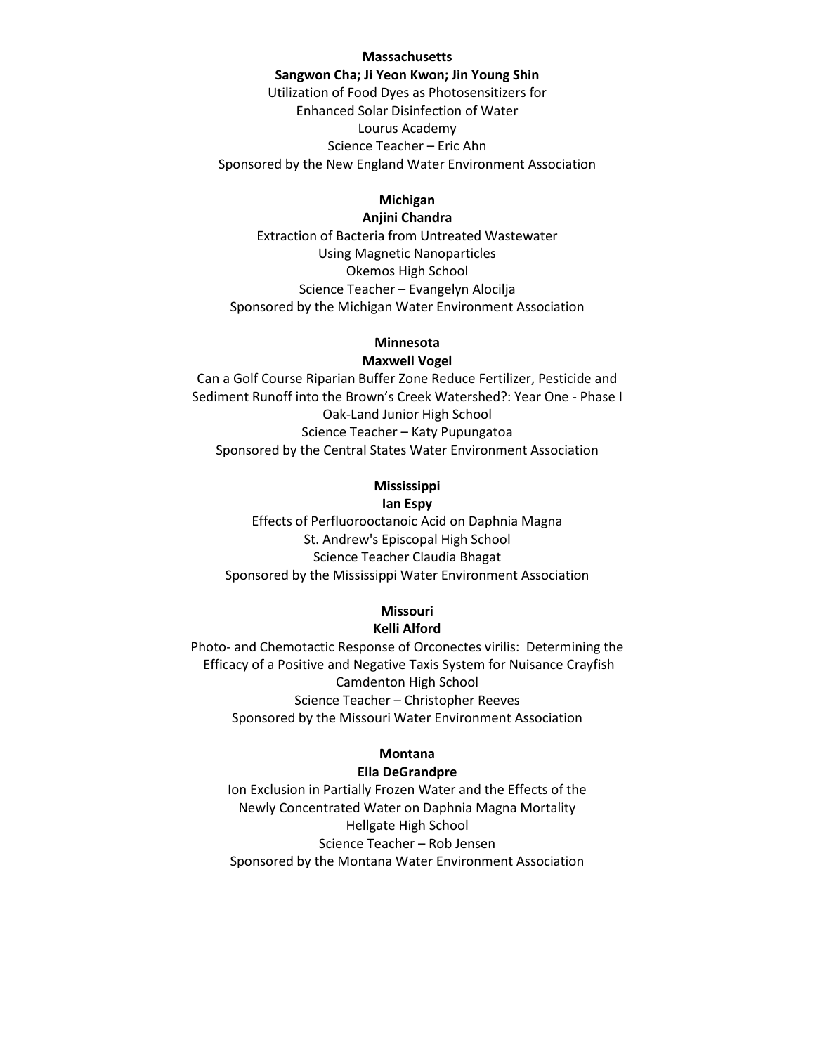**Massachusetts**

**Sangwon Cha; Ji Yeon Kwon; Jin Young Shin**

Utilization of Food Dyes as Photosensitizers for
Enhanced Solar Disinfection of Water
Lourus Academy
Science Teacher – Eric Ahn
Sponsored by the New England Water Environment Association

**Michigan**

**Anjini Chandra**

Extraction of Bacteria from Untreated Wastewater
Using Magnetic Nanoparticles
Okemos High School
Science Teacher – Evangelyn Alocilja
Sponsored by the Michigan Water Environment Association

**Minnesota**

**Maxwell Vogel**

Can a Golf Course Riparian Buffer Zone Reduce Fertilizer, Pesticide and
Sediment Runoff into the Brown's Creek Watershed?: Year One - Phase I
Oak-Land Junior High School
Science Teacher – Katy Pupungatoa
Sponsored by the Central States Water Environment Association

**Mississippi**

**Ian Espy**

Effects of Perfluorooctanoic Acid on Daphnia Magna
St. Andrew's Episcopal High School
Science Teacher Claudia Bhagat
Sponsored by the Mississippi Water Environment Association

**Missouri**

**Kelli Alford**

Photo- and Chemotactic Response of Orconectes virilis: Determining the
Efficacy of a Positive and Negative Taxis System for Nuisance Crayfish
Camdenton High School
Science Teacher – Christopher Reeves
Sponsored by the Missouri Water Environment Association

**Montana**

**Ella DeGrandpre**

Ion Exclusion in Partially Frozen Water and the Effects of the
Newly Concentrated Water on Daphnia Magna Mortality
Hellgate High School
Science Teacher – Rob Jensen
Sponsored by the Montana Water Environment Association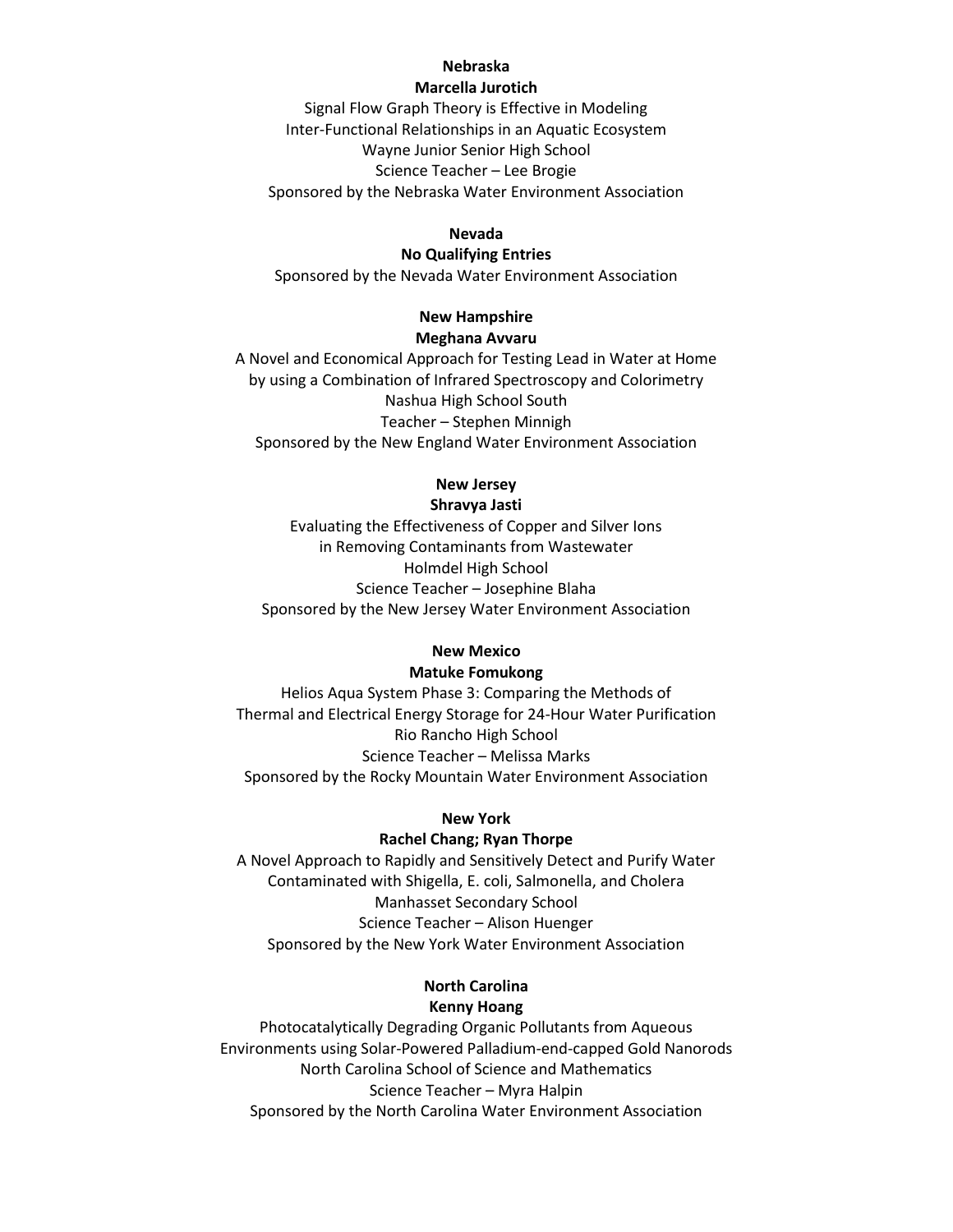**Nebraska**

**Marcella Jurotich**

Signal Flow Graph Theory is Effective in Modeling
Inter-Functional Relationships in an Aquatic Ecosystem
Wayne Junior Senior High School
Science Teacher – Lee Brogie
Sponsored by the Nebraska Water Environment Association

**Nevada**

**No Qualifying Entries**

Sponsored by the Nevada Water Environment Association

**New Hampshire**

**Meghana Avvaru**

A Novel and Economical Approach for Testing Lead in Water at Home
by using a Combination of Infrared Spectroscopy and Colorimetry
Nashua High School South
Teacher – Stephen Minnigh
Sponsored by the New England Water Environment Association

**New Jersey**

**Shravya Jasti**

Evaluating the Effectiveness of Copper and Silver Ions
in Removing Contaminants from Wastewater
Holmdel High School
Science Teacher – Josephine Blaha
Sponsored by the New Jersey Water Environment Association

**New Mexico**

**Matuke Fomukong**

Helios Aqua System Phase 3: Comparing the Methods of
Thermal and Electrical Energy Storage for 24-Hour Water Purification
Rio Rancho High School
Science Teacher – Melissa Marks
Sponsored by the Rocky Mountain Water Environment Association

**New York**

**Rachel Chang; Ryan Thorpe**

A Novel Approach to Rapidly and Sensitively Detect and Purify Water
Contaminated with Shigella, E. coli, Salmonella, and Cholera
Manhasset Secondary School
Science Teacher – Alison Huenger
Sponsored by the New York Water Environment Association

**North Carolina**

**Kenny Hoang**

Photocatalytically Degrading Organic Pollutants from Aqueous
Environments using Solar-Powered Palladium-end-capped Gold Nanorods
North Carolina School of Science and Mathematics
Science Teacher – Myra Halpin
Sponsored by the North Carolina Water Environment Association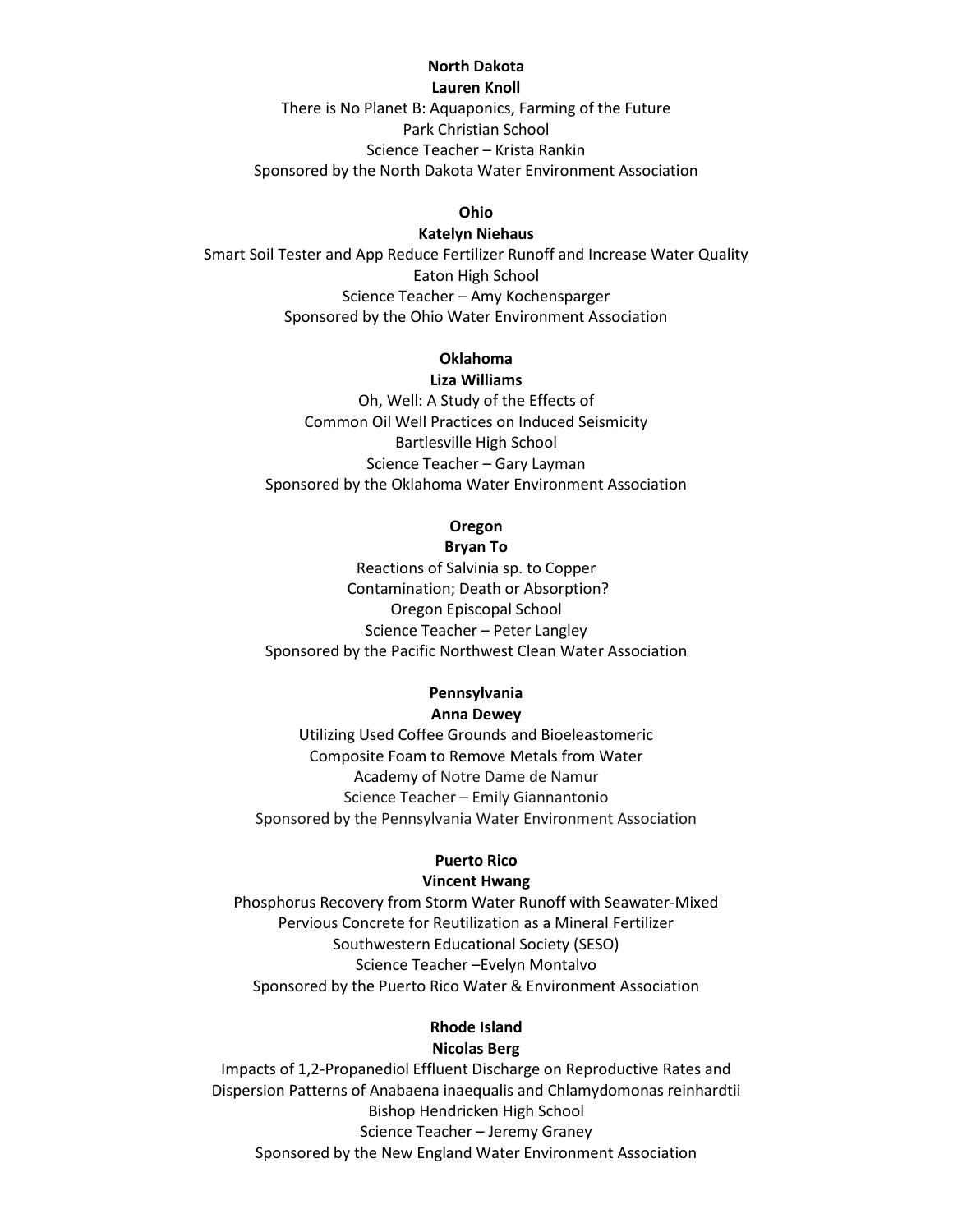**North Dakota**

**Lauren Knoll**

There is No Planet B: Aquaponics, Farming of the Future
Park Christian School
Science Teacher – Krista Rankin
Sponsored by the North Dakota Water Environment Association

**Ohio**

**Katelyn Niehaus**

Smart Soil Tester and App Reduce Fertilizer Runoff and Increase Water Quality
Eaton High School
Science Teacher – Amy Kochensparger
Sponsored by the Ohio Water Environment Association

**Oklahoma**

**Liza Williams**

Oh, Well: A Study of the Effects of
Common Oil Well Practices on Induced Seismicity
Bartlesville High School
Science Teacher – Gary Layman
Sponsored by the Oklahoma Water Environment Association

**Oregon**

**Bryan To**

Reactions of Salvinia sp. to Copper
Contamination; Death or Absorption?
Oregon Episcopal School
Science Teacher – Peter Langley
Sponsored by the Pacific Northwest Clean Water Association

**Pennsylvania**

**Anna Dewey**

Utilizing Used Coffee Grounds and Bioeleastomeric
Composite Foam to Remove Metals from Water
Academy of Notre Dame de Namur
Science Teacher – Emily Giannantonio
Sponsored by the Pennsylvania Water Environment Association

**Puerto Rico**

**Vincent Hwang**

Phosphorus Recovery from Storm Water Runoff with Seawater-Mixed
Pervious Concrete for Reutilization as a Mineral Fertilizer
Southwestern Educational Society (SESO)
Science Teacher –Evelyn Montalvo
Sponsored by the Puerto Rico Water & Environment Association

**Rhode Island**

**Nicolas Berg**

Impacts of 1,2-Propanediol Effluent Discharge on Reproductive Rates and
Dispersion Patterns of Anabaena inaequalis and Chlamydomonas reinhardtii
Bishop Hendricken High School
Science Teacher – Jeremy Graney
Sponsored by the New England Water Environment Association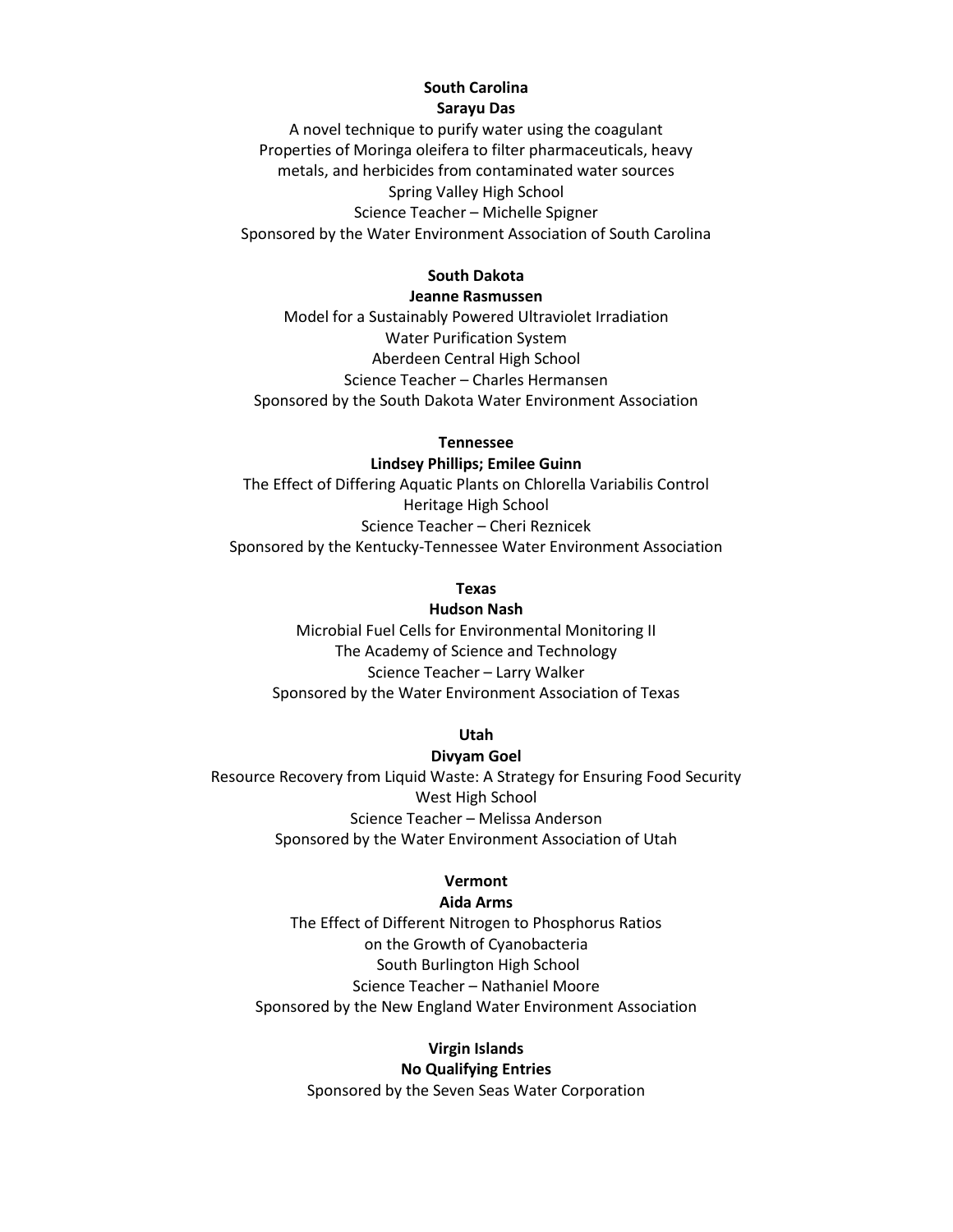**South Carolina**

**Sarayu Das**

A novel technique to purify water using the coagulant
Properties of Moringa oleifera to filter pharmaceuticals, heavy
metals, and herbicides from contaminated water sources
Spring Valley High School
Science Teacher – Michelle Spigner
Sponsored by the Water Environment Association of South Carolina

**South Dakota**

**Jeanne Rasmussen**

Model for a Sustainably Powered Ultraviolet Irradiation
Water Purification System
Aberdeen Central High School
Science Teacher – Charles Hermansen
Sponsored by the South Dakota Water Environment Association

**Tennessee**

**Lindsey Phillips; Emilee Guinn**

The Effect of Differing Aquatic Plants on Chlorella Variabilis Control
Heritage High School
Science Teacher – Cheri Reznicek
Sponsored by the Kentucky-Tennessee Water Environment Association

**Texas**

**Hudson Nash**

Microbial Fuel Cells for Environmental Monitoring II
The Academy of Science and Technology
Science Teacher – Larry Walker
Sponsored by the Water Environment Association of Texas

**Utah**

**Divyam Goel**

Resource Recovery from Liquid Waste: A Strategy for Ensuring Food Security
West High School
Science Teacher – Melissa Anderson
Sponsored by the Water Environment Association of Utah

**Vermont**

**Aida Arms**

The Effect of Different Nitrogen to Phosphorus Ratios
on the Growth of Cyanobacteria
South Burlington High School
Science Teacher – Nathaniel Moore
Sponsored by the New England Water Environment Association

**Virgin Islands**

**No Qualifying Entries**

Sponsored by the Seven Seas Water Corporation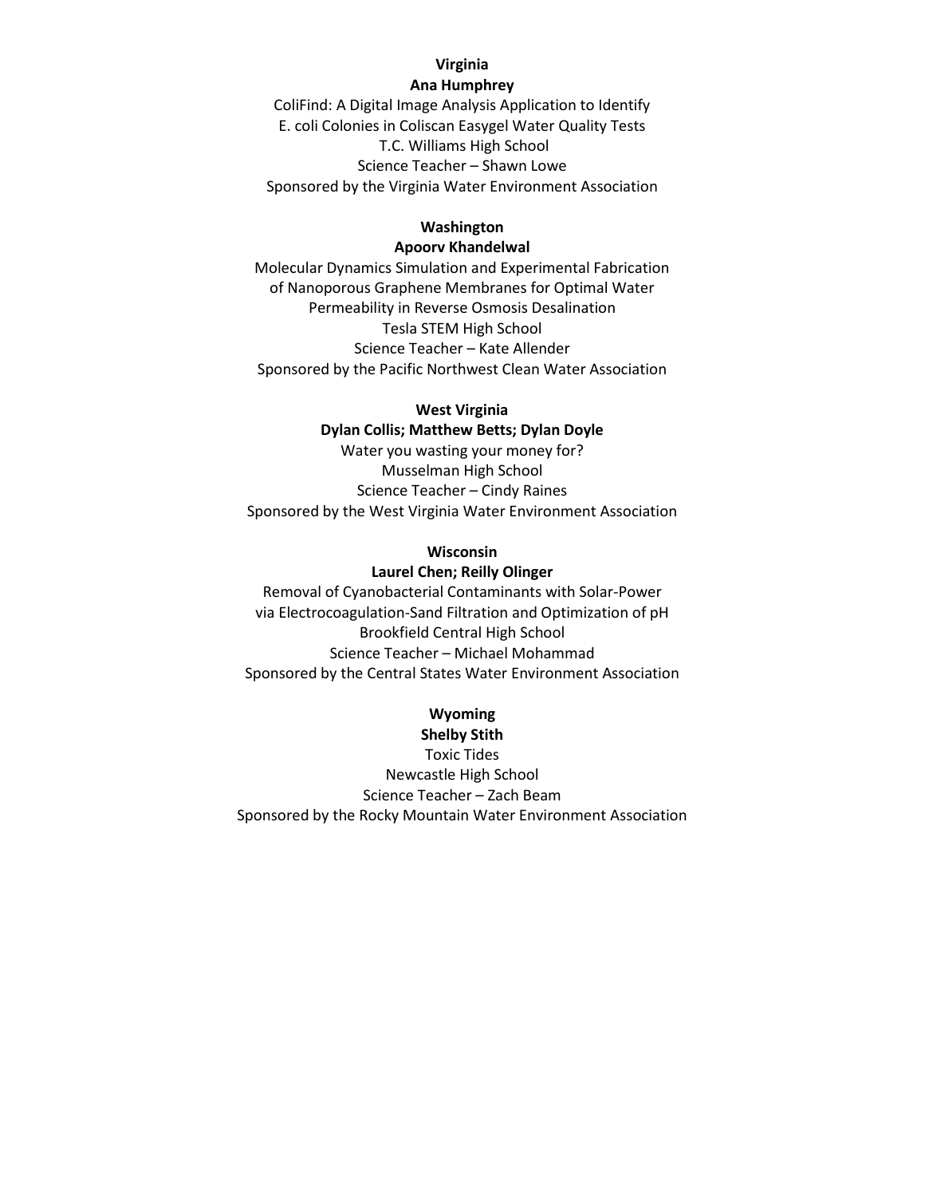**Virginia**
**Ana Humphrey**
ColiFind: A Digital Image Analysis Application to Identify E. coli Colonies in Coliscan Easygel Water Quality Tests
T.C. Williams High School
Science Teacher – Shawn Lowe
Sponsored by the Virginia Water Environment Association

**Washington**
**Apoorv Khandelwal**
Molecular Dynamics Simulation and Experimental Fabrication of Nanoporous Graphene Membranes for Optimal Water Permeability in Reverse Osmosis Desalination
Tesla STEM High School
Science Teacher – Kate Allender
Sponsored by the Pacific Northwest Clean Water Association

**West Virginia**
**Dylan Collis; Matthew Betts; Dylan Doyle**
Water you wasting your money for?
Musselman High School
Science Teacher – Cindy Raines
Sponsored by the West Virginia Water Environment Association

**Wisconsin**
**Laurel Chen; Reilly Olinger**
Removal of Cyanobacterial Contaminants with Solar-Power via Electrocoagulation-Sand Filtration and Optimization of pH
Brookfield Central High School
Science Teacher – Michael Mohammad
Sponsored by the Central States Water Environment Association

**Wyoming**
**Shelby Stith**
Toxic Tides
Newcastle High School
Science Teacher – Zach Beam
Sponsored by the Rocky Mountain Water Environment Association